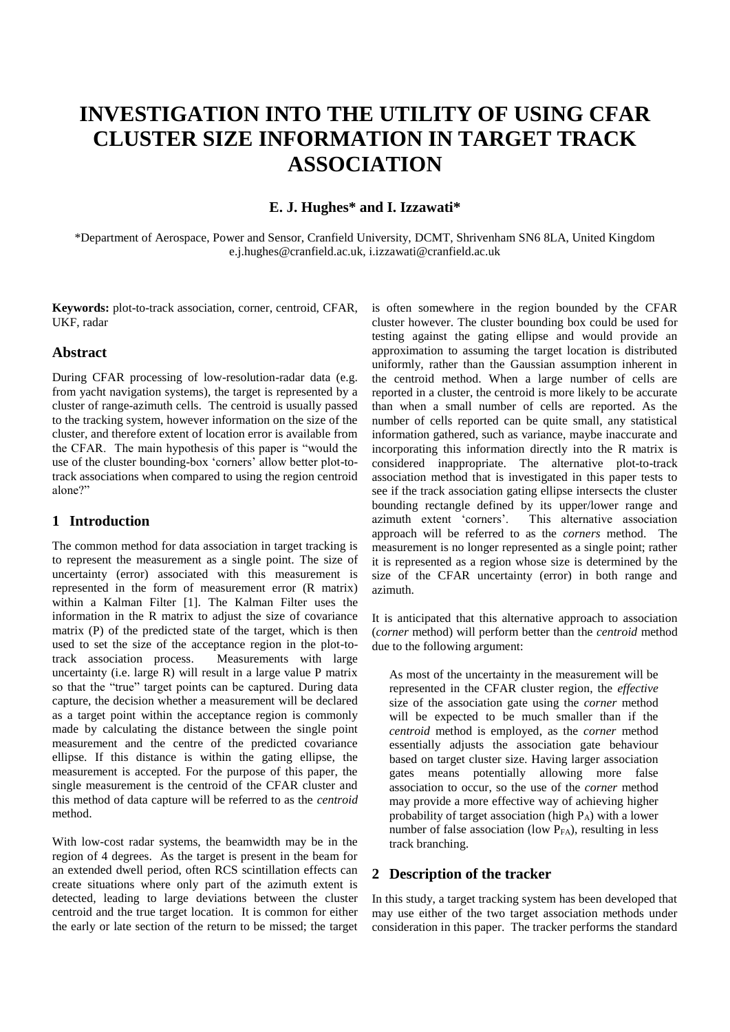# INVESTIGATION INTO THE UTILITY OF USING CFAR CLUSTER SIZE INFORMATION IN TARGET TRACK ASSOCIATION

**E. J. Hughes\* and I. Izzawati\***

\*Department of Aerospace, Power and Sensor, Cranfield University, DCMT, Shrivenham SN6 8LA, United Kingdom
e.j.hughes@cranfield.ac.uk, i.izzawati@cranfield.ac.uk

**Keywords:** plot-to-track association, corner, centroid, CFAR, UKF, radar

## Abstract

During CFAR processing of low-resolution-radar data (e.g. from yacht navigation systems), the target is represented by a cluster of range-azimuth cells. The centroid is usually passed to the tracking system, however information on the size of the cluster, and therefore extent of location error is available from the CFAR. The main hypothesis of this paper is "would the use of the cluster bounding-box 'corners' allow better plot-to-track associations when compared to using the region centroid alone?"

## 1 Introduction

The common method for data association in target tracking is to represent the measurement as a single point. The size of uncertainty (error) associated with this measurement is represented in the form of measurement error (R matrix) within a Kalman Filter [1]. The Kalman Filter uses the information in the R matrix to adjust the size of covariance matrix (P) of the predicted state of the target, which is then used to set the size of the acceptance region in the plot-to-track association process. Measurements with large uncertainty (i.e. large R) will result in a large value P matrix so that the "true" target points can be captured. During data capture, the decision whether a measurement will be declared as a target point within the acceptance region is commonly made by calculating the distance between the single point measurement and the centre of the predicted covariance ellipse. If this distance is within the gating ellipse, the measurement is accepted. For the purpose of this paper, the single measurement is the centroid of the CFAR cluster and this method of data capture will be referred to as the *centroid* method.

With low-cost radar systems, the beamwidth may be in the region of 4 degrees. As the target is present in the beam for an extended dwell period, often RCS scintillation effects can create situations where only part of the azimuth extent is detected, leading to large deviations between the cluster centroid and the true target location. It is common for either the early or late section of the return to be missed; the target is often somewhere in the region bounded by the CFAR cluster however. The cluster bounding box could be used for testing against the gating ellipse and would provide an approximation to assuming the target location is distributed uniformly, rather than the Gaussian assumption inherent in the centroid method. When a large number of cells are reported in a cluster, the centroid is more likely to be accurate than when a small number of cells are reported. As the number of cells reported can be quite small, any statistical information gathered, such as variance, maybe inaccurate and incorporating this information directly into the R matrix is considered inappropriate. The alternative plot-to-track association method that is investigated in this paper tests to see if the track association gating ellipse intersects the cluster bounding rectangle defined by its upper/lower range and azimuth extent 'corners'. This alternative association approach will be referred to as the *corners* method. The measurement is no longer represented as a single point; rather it is represented as a region whose size is determined by the size of the CFAR uncertainty (error) in both range and azimuth.

It is anticipated that this alternative approach to association (*corner* method) will perform better than the *centroid* method due to the following argument:

> As most of the uncertainty in the measurement will be represented in the CFAR cluster region, the *effective* size of the association gate using the *corner* method will be expected to be much smaller than if the *centroid* method is employed, as the *corner* method essentially adjusts the association gate behaviour based on target cluster size. Having larger association gates means potentially allowing more false association to occur, so the use of the *corner* method may provide a more effective way of achieving higher probability of target association (high $P_A$) with a lower number of false association (low $P_{FA}$), resulting in less track branching.

## 2 Description of the tracker

In this study, a target tracking system has been developed that may use either of the two target association methods under consideration in this paper. The tracker performs the standard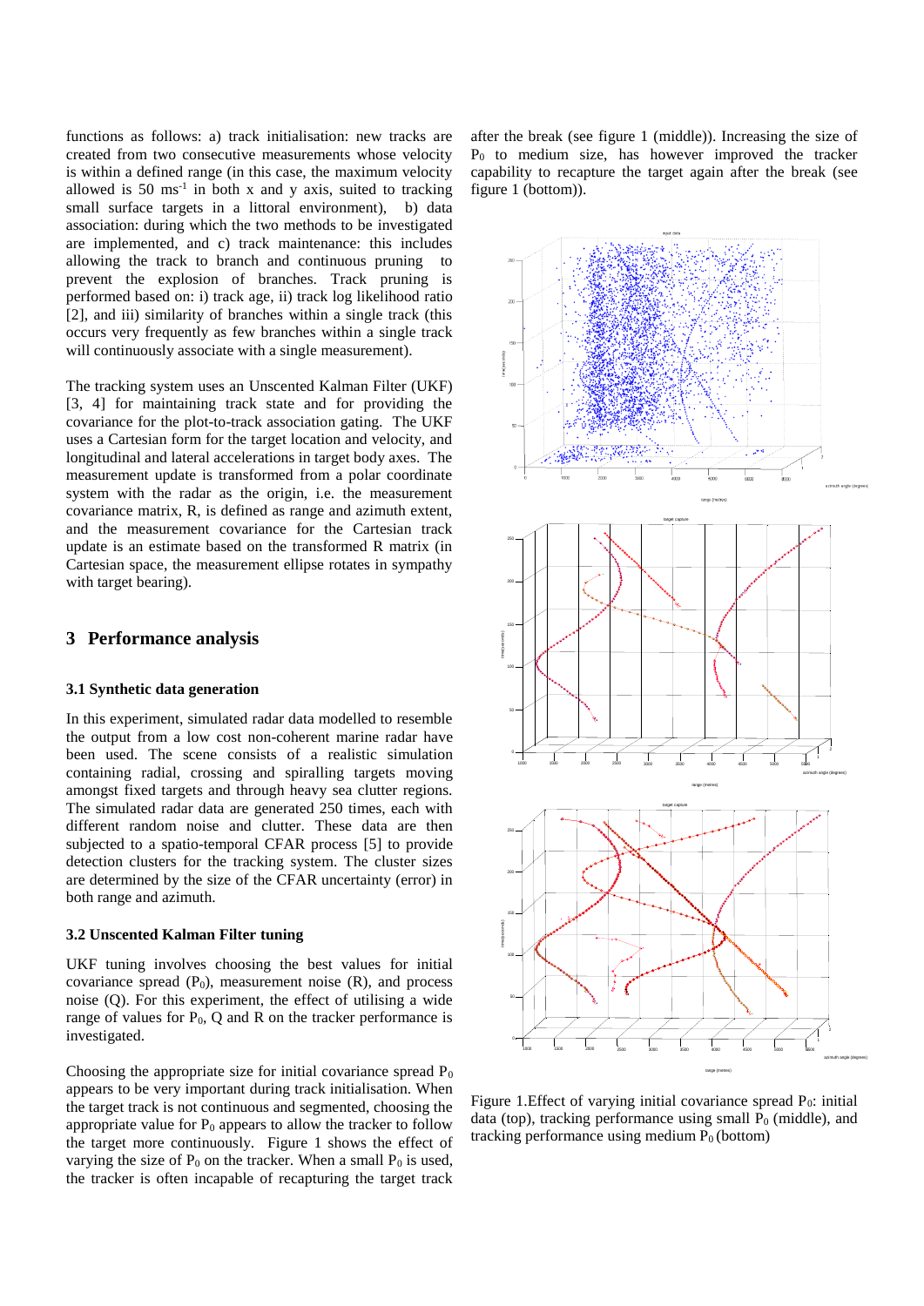functions as follows: a) track initialisation: new tracks are created from two consecutive measurements whose velocity is within a defined range (in this case, the maximum velocity allowed is 50 $ms^{-1}$ in both x and y axis, suited to tracking small surface targets in a littoral environment), b) data association: during which the two methods to be investigated are implemented, and c) track maintenance: this includes allowing the track to branch and continuous pruning to prevent the explosion of branches. Track pruning is performed based on: i) track age, ii) track log likelihood ratio [2], and iii) similarity of branches within a single track (this occurs very frequently as few branches within a single track will continuously associate with a single measurement).

The tracking system uses an Unscented Kalman Filter (UKF) [3, 4] for maintaining track state and for providing the covariance for the plot-to-track association gating. The UKF uses a Cartesian form for the target location and velocity, and longitudinal and lateral accelerations in target body axes. The measurement update is transformed from a polar coordinate system with the radar as the origin, i.e. the measurement covariance matrix, R, is defined as range and azimuth extent, and the measurement covariance for the Cartesian track update is an estimate based on the transformed R matrix (in Cartesian space, the measurement ellipse rotates in sympathy with target bearing).

## 3 Performance analysis

### 3.1 Synthetic data generation

In this experiment, simulated radar data modelled to resemble the output from a low cost non-coherent marine radar have been used. The scene consists of a realistic simulation containing radial, crossing and spiralling targets moving amongst fixed targets and through heavy sea clutter regions. The simulated radar data are generated 250 times, each with different random noise and clutter. These data are then subjected to a spatio-temporal CFAR process [5] to provide detection clusters for the tracking system. The cluster sizes are determined by the size of the CFAR uncertainty (error) in both range and azimuth.

### 3.2 Unscented Kalman Filter tuning

UKF tuning involves choosing the best values for initial covariance spread ($P_0$), measurement noise (R), and process noise (Q). For this experiment, the effect of utilising a wide range of values for $P_0$, Q and R on the tracker performance is investigated.

Choosing the appropriate size for initial covariance spread $P_0$ appears to be very important during track initialisation. When the target track is not continuous and segmented, choosing the appropriate value for $P_0$ appears to allow the tracker to follow the target more continuously. Figure 1 shows the effect of varying the size of $P_0$ on the tracker. When a small $P_0$ is used, the tracker is often incapable of recapturing the target track after the break (see figure 1 (middle)). Increasing the size of $P_0$ to medium size, has however improved the tracker capability to recapture the target again after the break (see figure 1 (bottom)).

Figure 1.Effect of varying initial covariance spread $P_0$: initial data (top), tracking performance using small $P_0$ (middle), and tracking performance using medium $P_0$ (bottom)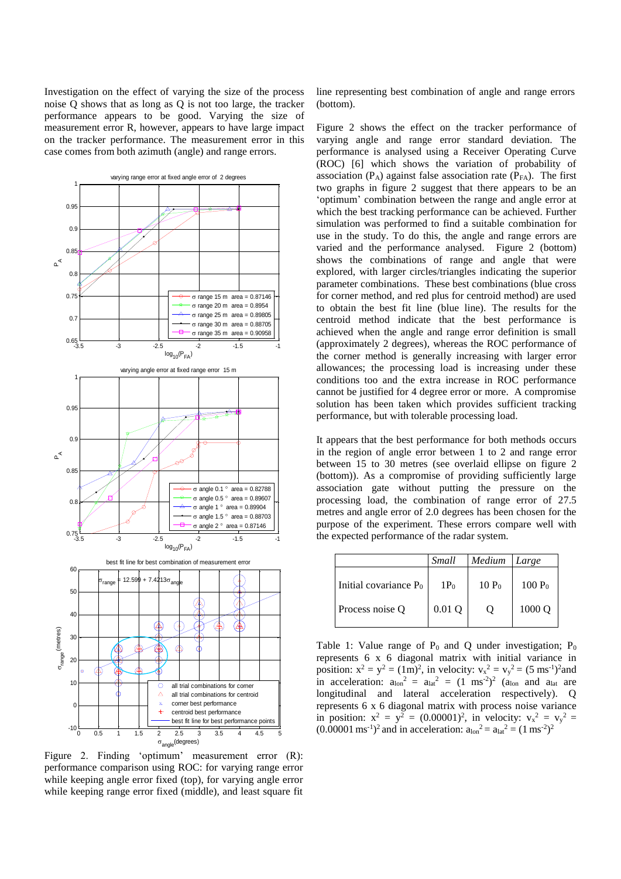Investigation on the effect of varying the size of the process noise Q shows that as long as Q is not too large, the tracker performance appears to be good. Varying the size of measurement error R, however, appears to have large impact on the tracker performance. The measurement error in this case comes from both azimuth (angle) and range errors.

Figure 2. Finding 'optimum' measurement error (R): performance comparison using ROC: for varying range error while keeping angle error fixed (top), for varying angle error while keeping range error fixed (middle), and least square fit line representing best combination of angle and range errors (bottom).

Figure 2 shows the effect on the tracker performance of varying angle and range error standard deviation. The performance is analysed using a Receiver Operating Curve (ROC) [6] which shows the variation of probability of association ($P_A$) against false association rate ($P_{FA}$). The first two graphs in figure 2 suggest that there appears to be an 'optimum' combination between the range and angle error at which the best tracking performance can be achieved. Further simulation was performed to find a suitable combination for use in the study. To do this, the angle and range errors are varied and the performance analysed. Figure 2 (bottom) shows the combinations of range and angle that were explored, with larger circles/triangles indicating the superior parameter combinations. These best combinations (blue cross for corner method, and red plus for centroid method) are used to obtain the best fit line (blue line). The results for the centroid method indicate that the best performance is achieved when the angle and range error definition is small (approximately 2 degrees), whereas the ROC performance of the corner method is generally increasing with larger error allowances; the processing load is increasing under these conditions too and the extra increase in ROC performance cannot be justified for 4 degree error or more. A compromise solution has been taken which provides sufficient tracking performance, but with tolerable processing load.

It appears that the best performance for both methods occurs in the region of angle error between 1 to 2 and range error between 15 to 30 metres (see overlaid ellipse on figure 2 (bottom)). As a compromise of providing sufficiently large association gate without putting the pressure on the processing load, the combination of range error of 27.5 metres and angle error of 2.0 degrees has been chosen for the purpose of the experiment. These errors compare well with the expected performance of the radar system.

| | *Small* | *Medium* | *Large* |
|---|---|---|---|
| Initial covariance $P_0$ | $1P_0$ | $10\ P_0$ | $100\ P_0$ |
| Process noise Q | 0.01 Q | Q | 1000 Q |

Table 1: Value range of $P_0$ and Q under investigation; $P_0$ represents 6 x 6 diagonal matrix with initial variance in position: $x^2 = y^2 = (1\text{m})^2$, in velocity: $v_x^2 = v_y^2 = (5\ \text{ms}^{-1})^2$ and in acceleration: $a_{lon}^2 = a_{lat}^2 = (1\ \text{ms}^{-2})^2$ ($a_{lon}$ and $a_{lat}$ are longitudinal and lateral acceleration respectively). Q represents 6 x 6 diagonal matrix with process noise variance in position: $x^2 = y^2 = (0.00001)^2$, in velocity: $v_x^2 = v_y^2 = (0.00001\ \text{ms}^{-1})^2$ and in acceleration: $a_{lon}^2 = a_{lat}^2 = (1\ \text{ms}^{-2})^2$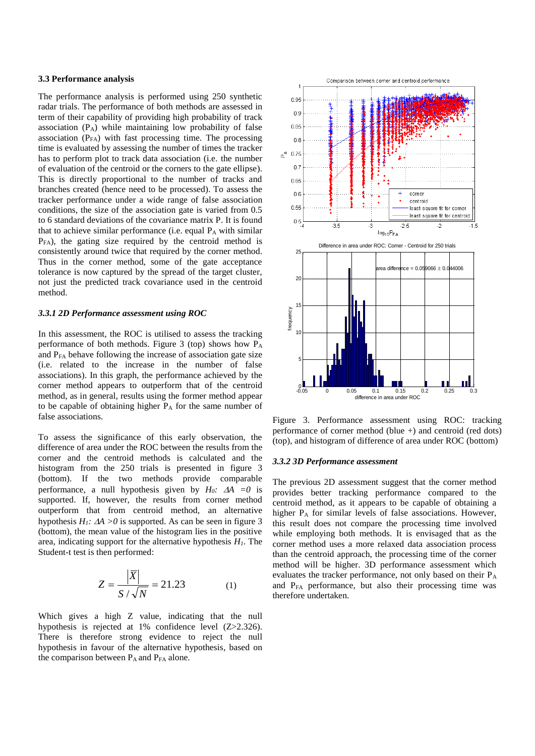### 3.3 Performance analysis

The performance analysis is performed using 250 synthetic radar trials. The performance of both methods are assessed in term of their capability of providing high probability of track association ($P_A$) while maintaining low probability of false association ($P_{FA}$) with fast processing time. The processing time is evaluated by assessing the number of times the tracker has to perform plot to track data association (i.e. the number of evaluation of the centroid or the corners to the gate ellipse). This is directly proportional to the number of tracks and branches created (hence need to be processed). To assess the tracker performance under a wide range of false association conditions, the size of the association gate is varied from 0.5 to 6 standard deviations of the covariance matrix P. It is found that to achieve similar performance (i.e. equal $P_A$ with similar $P_{FA}$), the gating size required by the centroid method is consistently around twice that required by the corner method. Thus in the corner method, some of the gate acceptance tolerance is now captured by the spread of the target cluster, not just the predicted track covariance used in the centroid method.

#### *3.3.1 2D Performance assessment using ROC*

In this assessment, the ROC is utilised to assess the tracking performance of both methods. Figure 3 (top) shows how $P_A$ and $P_{FA}$ behave following the increase of association gate size (i.e. related to the increase in the number of false associations). In this graph, the performance achieved by the corner method appears to outperform that of the centroid method, as in general, results using the former method appear to be capable of obtaining higher $P_A$ for the same number of false associations.

To assess the significance of this early observation, the difference of area under the ROC between the results from the corner and the centroid methods is calculated and the histogram from the 250 trials is presented in figure 3 (bottom). If the two methods provide comparable performance, a null hypothesis given by $H_0$: $\Delta A = 0$ is supported. If, however, the results from corner method outperform that from centroid method, an alternative hypothesis $H_1$: $\Delta A > 0$ is supported. As can be seen in figure 3 (bottom), the mean value of the histogram lies in the positive area, indicating support for the alternative hypothesis $H_1$. The Student-t test is then performed:

$$Z = \frac{|\overline{X}|}{S/\sqrt{N}} = 21.23 \qquad (1)$$

Which gives a high Z value, indicating that the null hypothesis is rejected at 1% confidence level (Z>2.326). There is therefore strong evidence to reject the null hypothesis in favour of the alternative hypothesis, based on the comparison between $P_A$ and $P_{FA}$ alone.

Figure 3. Performance assessment using ROC: tracking performance of corner method (blue +) and centroid (red dots) (top), and histogram of difference of area under ROC (bottom)

#### *3.3.2 3D Performance assessment*

The previous 2D assessment suggest that the corner method provides better tracking performance compared to the centroid method, as it appears to be capable of obtaining a higher $P_A$ for similar levels of false associations. However, this result does not compare the processing time involved while employing both methods. It is envisaged that as the corner method uses a more relaxed data association process than the centroid approach, the processing time of the corner method will be higher. 3D performance assessment which evaluates the tracker performance, not only based on their $P_A$ and $P_{FA}$ performance, but also their processing time was therefore undertaken.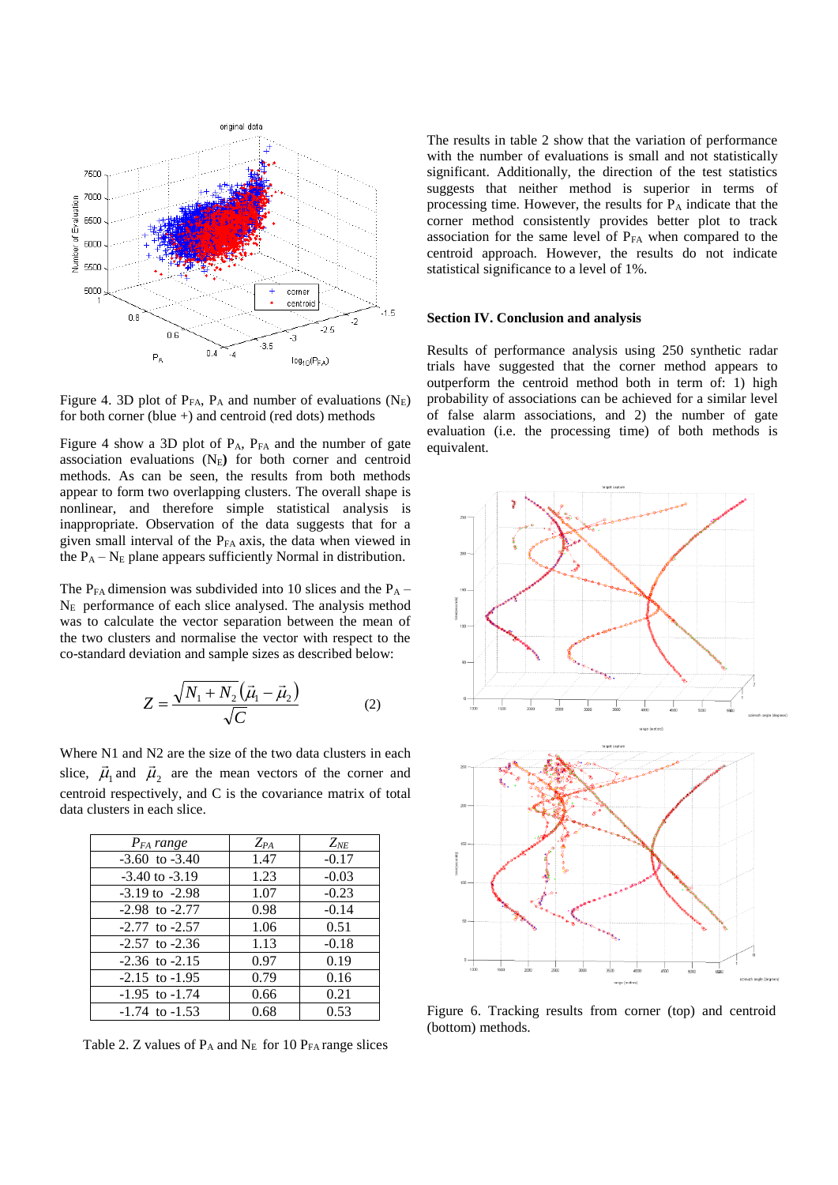Figure 4. 3D plot of $P_{FA}$, $P_A$ and number of evaluations ($N_E$) for both corner (blue +) and centroid (red dots) methods

Figure 4 show a 3D plot of $P_A$, $P_{FA}$ and the number of gate association evaluations ($N_E$**)** for both corner and centroid methods. As can be seen, the results from both methods appear to form two overlapping clusters. The overall shape is nonlinear, and therefore simple statistical analysis is inappropriate. Observation of the data suggests that for a given small interval of the $P_{FA}$ axis, the data when viewed in the $P_A$ – $N_E$ plane appears sufficiently Normal in distribution.

The $P_{FA}$ dimension was subdivided into 10 slices and the $P_A$ – $N_E$ performance of each slice analysed. The analysis method was to calculate the vector separation between the mean of the two clusters and normalise the vector with respect to the co-standard deviation and sample sizes as described below:

$$Z = \frac{\sqrt{N_1 + N_2}\left(\vec{\mu}_1 - \vec{\mu}_2\right)}{\sqrt{C}} \qquad (2)$$

Where N1 and N2 are the size of the two data clusters in each slice, $\vec{\mu}_1$ and $\vec{\mu}_2$ are the mean vectors of the corner and centroid respectively, and C is the covariance matrix of total data clusters in each slice.

| *$P_{FA}$ range* | $Z_{PA}$ | $Z_{NE}$ |
|---|---|---|
| -3.60 to -3.40 | 1.47 | -0.17 |
| -3.40 to -3.19 | 1.23 | -0.03 |
| -3.19 to -2.98 | 1.07 | -0.23 |
| -2.98 to -2.77 | 0.98 | -0.14 |
| -2.77 to -2.57 | 1.06 | 0.51 |
| -2.57 to -2.36 | 1.13 | -0.18 |
| -2.36 to -2.15 | 0.97 | 0.19 |
| -2.15 to -1.95 | 0.79 | 0.16 |
| -1.95 to -1.74 | 0.66 | 0.21 |
| -1.74 to -1.53 | 0.68 | 0.53 |

Table 2. Z values of $P_A$ and $N_E$ for 10 $P_{FA}$ range slices

The results in table 2 show that the variation of performance with the number of evaluations is small and not statistically significant. Additionally, the direction of the test statistics suggests that neither method is superior in terms of processing time. However, the results for $P_A$ indicate that the corner method consistently provides better plot to track association for the same level of $P_{FA}$ when compared to the centroid approach. However, the results do not indicate statistical significance to a level of 1%.

## Section IV. Conclusion and analysis

Results of performance analysis using 250 synthetic radar trials have suggested that the corner method appears to outperform the centroid method both in term of: 1) high probability of associations can be achieved for a similar level of false alarm associations, and 2) the number of gate evaluation (i.e. the processing time) of both methods is equivalent.

Figure 6. Tracking results from corner (top) and centroid (bottom) methods.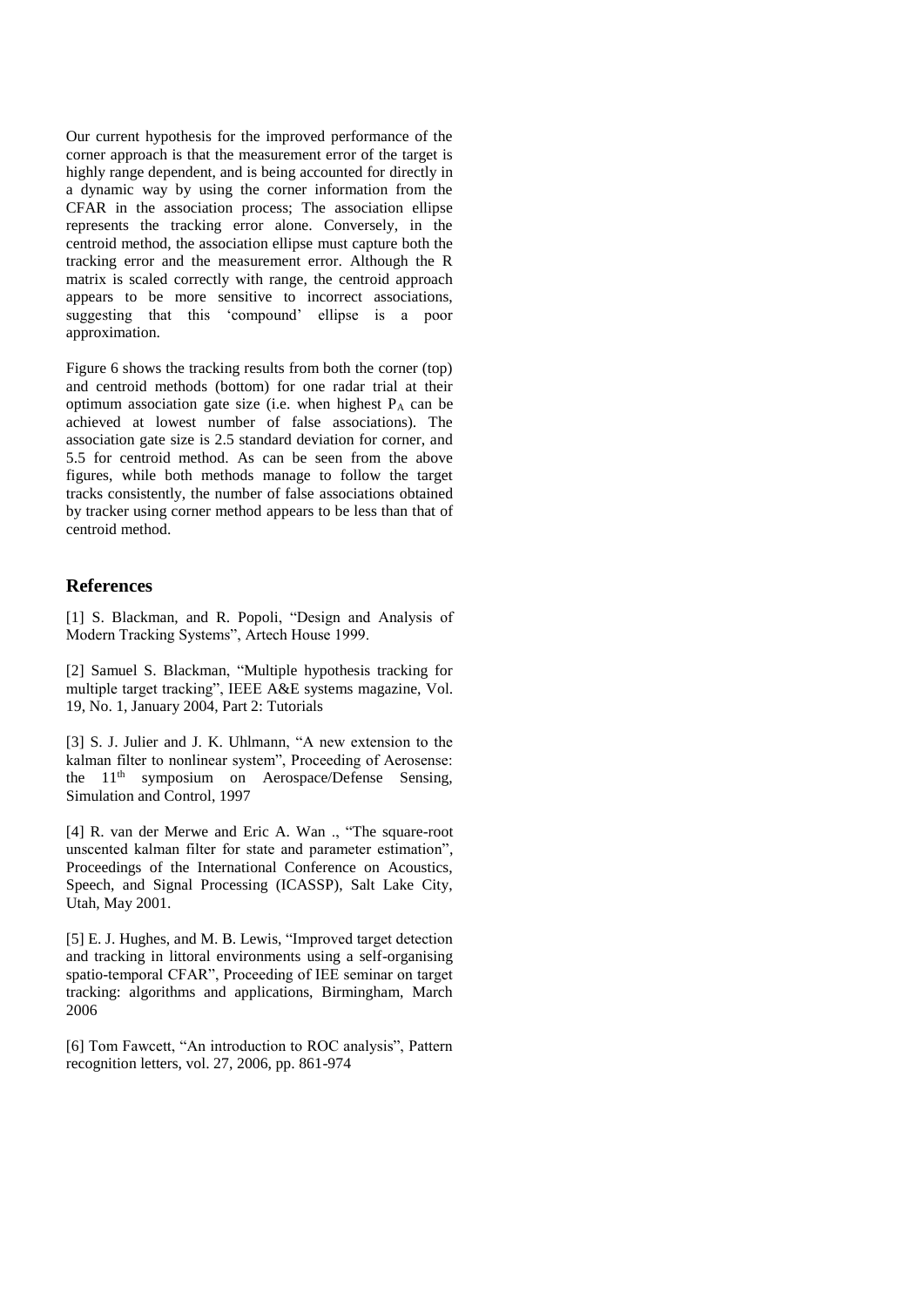Our current hypothesis for the improved performance of the corner approach is that the measurement error of the target is highly range dependent, and is being accounted for directly in a dynamic way by using the corner information from the CFAR in the association process; The association ellipse represents the tracking error alone. Conversely, in the centroid method, the association ellipse must capture both the tracking error and the measurement error. Although the R matrix is scaled correctly with range, the centroid approach appears to be more sensitive to incorrect associations, suggesting that this 'compound' ellipse is a poor approximation.

Figure 6 shows the tracking results from both the corner (top) and centroid methods (bottom) for one radar trial at their optimum association gate size (i.e. when highest $P_A$ can be achieved at lowest number of false associations). The association gate size is 2.5 standard deviation for corner, and 5.5 for centroid method. As can be seen from the above figures, while both methods manage to follow the target tracks consistently, the number of false associations obtained by tracker using corner method appears to be less than that of centroid method.

## References

[1] S. Blackman, and R. Popoli, "Design and Analysis of Modern Tracking Systems", Artech House 1999.

[2] Samuel S. Blackman, "Multiple hypothesis tracking for multiple target tracking", IEEE A&E systems magazine, Vol. 19, No. 1, January 2004, Part 2: Tutorials

[3] S. J. Julier and J. K. Uhlmann, "A new extension to the kalman filter to nonlinear system", Proceeding of Aerosense: the 11th symposium on Aerospace/Defense Sensing, Simulation and Control, 1997

[4] R. van der Merwe and Eric A. Wan ., "The square-root unscented kalman filter for state and parameter estimation", Proceedings of the International Conference on Acoustics, Speech, and Signal Processing (ICASSP), Salt Lake City, Utah, May 2001.

[5] E. J. Hughes, and M. B. Lewis, "Improved target detection and tracking in littoral environments using a self-organising spatio-temporal CFAR", Proceeding of IEE seminar on target tracking: algorithms and applications, Birmingham, March 2006

[6] Tom Fawcett, "An introduction to ROC analysis", Pattern recognition letters, vol. 27, 2006, pp. 861-974